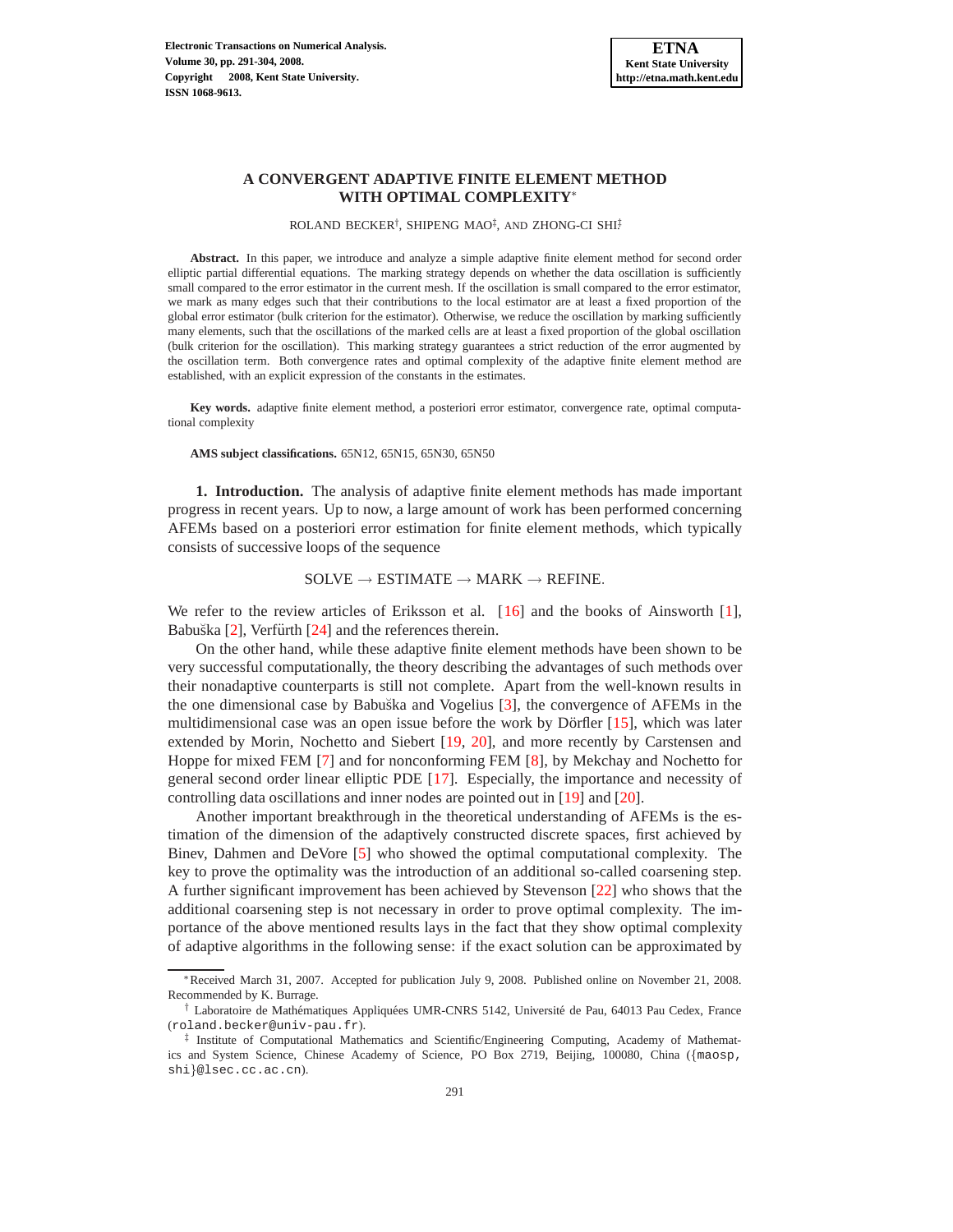# A CONVERGENT ADAPTIVE FINITE ELEMENT METHOD WITH OPTIMAL COMPLEXITY*

ROLAND BECKER†, SHIPENG MAO‡, AND ZHONG-CI SHI‡

**Abstract.** In this paper, we introduce and analyze a simple adaptive finite element method for second order elliptic partial differential equations. The marking strategy depends on whether the data oscillation is sufficiently small compared to the error estimator in the current mesh. If the oscillation is small compared to the error estimator, we mark as many edges such that their contributions to the local estimator are at least a fixed proportion of the global error estimator (bulk criterion for the estimator). Otherwise, we reduce the oscillation by marking sufficiently many elements, such that the oscillations of the marked cells are at least a fixed proportion of the global oscillation (bulk criterion for the oscillation). This marking strategy guarantees a strict reduction of the error augmented by the oscillation term. Both convergence rates and optimal complexity of the adaptive finite element method are established, with an explicit expression of the constants in the estimates.

**Key words.** adaptive finite element method, a posteriori error estimator, convergence rate, optimal computational complexity

**AMS subject classifications.** 65N12, 65N15, 65N30, 65N50

## 1. Introduction.

The analysis of adaptive finite element methods has made important progress in recent years. Up to now, a large amount of work has been performed concerning AFEMs based on a posteriori error estimation for finite element methods, which typically consists of successive loops of the sequence

$$\text{SOLVE} \rightarrow \text{ESTIMATE} \rightarrow \text{MARK} \rightarrow \text{REFINE}.$$

We refer to the review articles of Eriksson et al. [16] and the books of Ainsworth [1], Babuška [2], Verfürth [24] and the references therein.

On the other hand, while these adaptive finite element methods have been shown to be very successful computationally, the theory describing the advantages of such methods over their nonadaptive counterparts is still not complete. Apart from the well-known results in the one dimensional case by Babuška and Vogelius [3], the convergence of AFEMs in the multidimensional case was an open issue before the work by Dörfler [15], which was later extended by Morin, Nochetto and Siebert [19, 20], and more recently by Carstensen and Hoppe for mixed FEM [7] and for nonconforming FEM [8], by Mekchay and Nochetto for general second order linear elliptic PDE [17]. Especially, the importance and necessity of controlling data oscillations and inner nodes are pointed out in [19] and [20].

Another important breakthrough in the theoretical understanding of AFEMs is the estimation of the dimension of the adaptively constructed discrete spaces, first achieved by Binev, Dahmen and DeVore [5] who showed the optimal computational complexity. The key to prove the optimality was the introduction of an additional so-called coarsening step. A further significant improvement has been achieved by Stevenson [22] who shows that the additional coarsening step is not necessary in order to prove optimal complexity. The importance of the above mentioned results lays in the fact that they show optimal complexity of adaptive algorithms in the following sense: if the exact solution can be approximated by

---

*Received March 31, 2007. Accepted for publication July 9, 2008. Published online on November 21, 2008. Recommended by K. Burrage.

† Laboratoire de Mathématiques Appliquées UMR-CNRS 5142, Université de Pau, 64013 Pau Cedex, France (roland.becker@univ-pau.fr).

‡ Institute of Computational Mathematics and Scientific/Engineering Computing, Academy of Mathematics and System Science, Chinese Academy of Science, PO Box 2719, Beijing, 100080, China ({maosp, shi}@lsec.cc.ac.cn).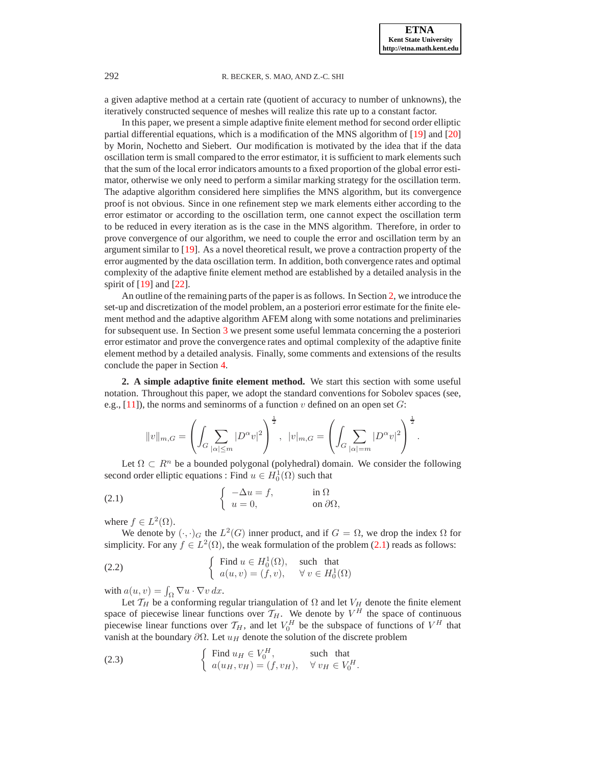a given adaptive method at a certain rate (quotient of accuracy to number of unknowns), the iteratively constructed sequence of meshes will realize this rate up to a constant factor.

In this paper, we present a simple adaptive finite element method for second order elliptic partial differential equations, which is a modification of the MNS algorithm of [19] and [20] by Morin, Nochetto and Siebert. Our modification is motivated by the idea that if the data oscillation term is small compared to the error estimator, it is sufficient to mark elements such that the sum of the local error indicators amounts to a fixed proportion of the global error estimator, otherwise we only need to perform a similar marking strategy for the oscillation term. The adaptive algorithm considered here simplifies the MNS algorithm, but its convergence proof is not obvious. Since in one refinement step we mark elements either according to the error estimator or according to the oscillation term, one cannot expect the oscillation term to be reduced in every iteration as is the case in the MNS algorithm. Therefore, in order to prove convergence of our algorithm, we need to couple the error and oscillation term by an argument similar to [19]. As a novel theoretical result, we prove a contraction property of the error augmented by the data oscillation term. In addition, both convergence rates and optimal complexity of the adaptive finite element method are established by a detailed analysis in the spirit of [19] and [22].

An outline of the remaining parts of the paper is as follows. In Section 2, we introduce the set-up and discretization of the model problem, an a posteriori error estimate for the finite element method and the adaptive algorithm AFEM along with some notations and preliminaries for subsequent use. In Section 3 we present some useful lemmata concerning the a posteriori error estimator and prove the convergence rates and optimal complexity of the adaptive finite element method by a detailed analysis. Finally, some comments and extensions of the results conclude the paper in Section 4.

## 2. A simple adaptive finite element method.

We start this section with some useful notation. Throughout this paper, we adopt the standard conventions for Sobolev spaces (see, e.g., [11]), the norms and seminorms of a function $v$ defined on an open set $G$:

$$\|v\|_{m,G} = \left( \int_G \sum_{|\alpha| \le m} |D^\alpha v|^2 \right)^{\frac{1}{2}}, \quad |v|_{m,G} = \left( \int_G \sum_{|\alpha| = m} |D^\alpha v|^2 \right)^{\frac{1}{2}}.$$

Let $\Omega \subset R^n$ be a bounded polygonal (polyhedral) domain. We consider the following second order elliptic equations : Find $u \in H_0^1(\Omega)$ such that

$$\begin{cases} -\Delta u = f, & \text{in } \Omega \\ u = 0, & \text{on } \partial\Omega, \end{cases} \tag{2.1}$$

where $f \in L^2(\Omega)$.

We denote by $(\cdot,\cdot)_G$ the $L^2(G)$ inner product, and if $G = \Omega$, we drop the index $\Omega$ for simplicity. For any $f \in L^2(\Omega)$, the weak formulation of the problem (2.1) reads as follows:

$$\begin{cases} \text{Find } u \in H_0^1(\Omega), & \text{such that} \\ a(u,v) = (f,v), & \forall\, v \in H_0^1(\Omega) \end{cases} \tag{2.2}$$

with $a(u,v) = \int_\Omega \nabla u \cdot \nabla v \, dx$.

Let $\mathcal{T}_H$ be a conforming regular triangulation of $\Omega$ and let $V_H$ denote the finite element space of piecewise linear functions over $\mathcal{T}_H$. We denote by $V^H$ the space of continuous piecewise linear functions over $\mathcal{T}_H$, and let $V_0^H$ be the subspace of functions of $V^H$ that vanish at the boundary $\partial\Omega$. Let $u_H$ denote the solution of the discrete problem

$$\begin{cases} \text{Find } u_H \in V_0^H, & \text{such that} \\ a(u_H, v_H) = (f, v_H), & \forall\, v_H \in V_0^H. \end{cases} \tag{2.3}$$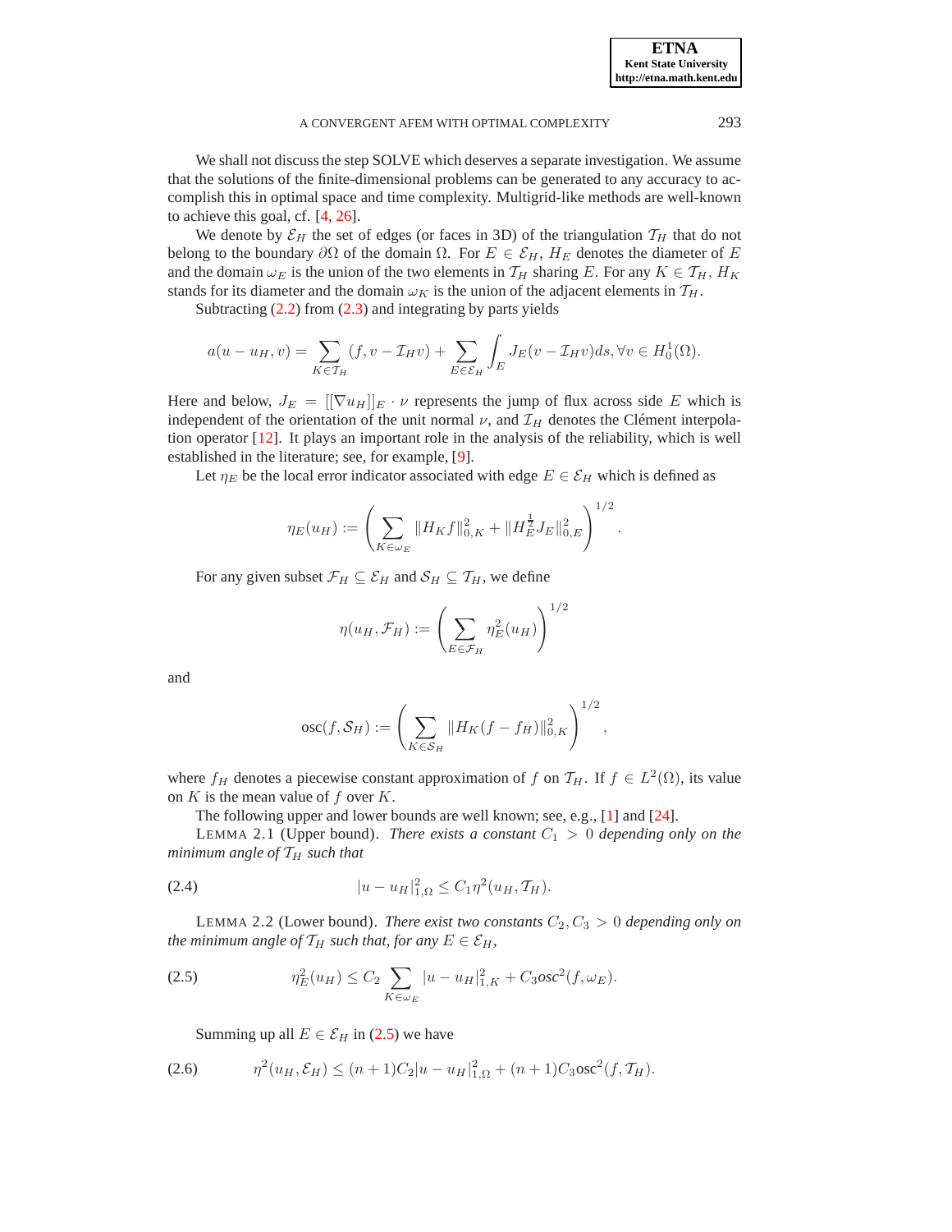We shall not discuss the step SOLVE which deserves a separate investigation. We assume that the solutions of the finite-dimensional problems can be generated to any accuracy to accomplish this in optimal space and time complexity. Multigrid-like methods are well-known to achieve this goal, cf. [4, 26].

We denote by $\mathcal{E}_H$ the set of edges (or faces in 3D) of the triangulation $\mathcal{T}_H$ that do not belong to the boundary $\partial\Omega$ of the domain $\Omega$. For $E \in \mathcal{E}_H$, $H_E$ denotes the diameter of $E$ and the domain $\omega_E$ is the union of the two elements in $\mathcal{T}_H$ sharing $E$. For any $K \in \mathcal{T}_H$, $H_K$ stands for its diameter and the domain $\omega_K$ is the union of the adjacent elements in $\mathcal{T}_H$.

Subtracting (2.2) from (2.3) and integrating by parts yields

$$a(u-u_H, v) = \sum_{K\in\mathcal{T}_H} (f, v-\mathcal{I}_H v) + \sum_{E\in\mathcal{E}_H} \int_E J_E(v-\mathcal{I}_H v)ds, \forall v \in H_0^1(\Omega).$$

Here and below, $J_E = [[\nabla u_H]]_E \cdot \nu$ represents the jump of flux across side $E$ which is independent of the orientation of the unit normal $\nu$, and $\mathcal{I}_H$ denotes the Clément interpolation operator [12]. It plays an important role in the analysis of the reliability, which is well established in the literature; see, for example, [9].

Let $\eta_E$ be the local error indicator associated with edge $E \in \mathcal{E}_H$ which is defined as

$$\eta_E(u_H) := \left( \sum_{K\in\omega_E} \|H_K f\|_{0,K}^2 + \|H_E^{\frac{1}{2}} J_E\|_{0,E}^2 \right)^{1/2}.$$

For any given subset $\mathcal{F}_H \subseteq \mathcal{E}_H$ and $\mathcal{S}_H \subseteq \mathcal{T}_H$, we define

$$\eta(u_H, \mathcal{F}_H) := \left( \sum_{E\in\mathcal{F}_H} \eta_E^2(u_H) \right)^{1/2}$$

and

$$\operatorname{osc}(f, \mathcal{S}_H) := \left( \sum_{K\in\mathcal{S}_H} \|H_K(f-f_H)\|_{0,K}^2 \right)^{1/2},$$

where $f_H$ denotes a piecewise constant approximation of $f$ on $\mathcal{T}_H$. If $f \in L^2(\Omega)$, its value on $K$ is the mean value of $f$ over $K$.

The following upper and lower bounds are well known; see, e.g., [1] and [24].

LEMMA 2.1 (Upper bound). *There exists a constant $C_1 > 0$ depending only on the minimum angle of $\mathcal{T}_H$ such that*

$$|u-u_H|_{1,\Omega}^2 \leq C_1 \eta^2(u_H, \mathcal{T}_H). \tag{2.4}$$

LEMMA 2.2 (Lower bound). *There exist two constants $C_2, C_3 > 0$ depending only on the minimum angle of $\mathcal{T}_H$ such that, for any $E \in \mathcal{E}_H$,*

$$\eta_E^2(u_H) \leq C_2 \sum_{K\in\omega_E} |u-u_H|_{1,K}^2 + C_3 osc^2(f, \omega_E). \tag{2.5}$$

Summing up all $E \in \mathcal{E}_H$ in (2.5) we have

$$\eta^2(u_H, \mathcal{E}_H) \leq (n+1)C_2|u-u_H|_{1,\Omega}^2 + (n+1)C_3\operatorname{osc}^2(f, \mathcal{T}_H). \tag{2.6}$$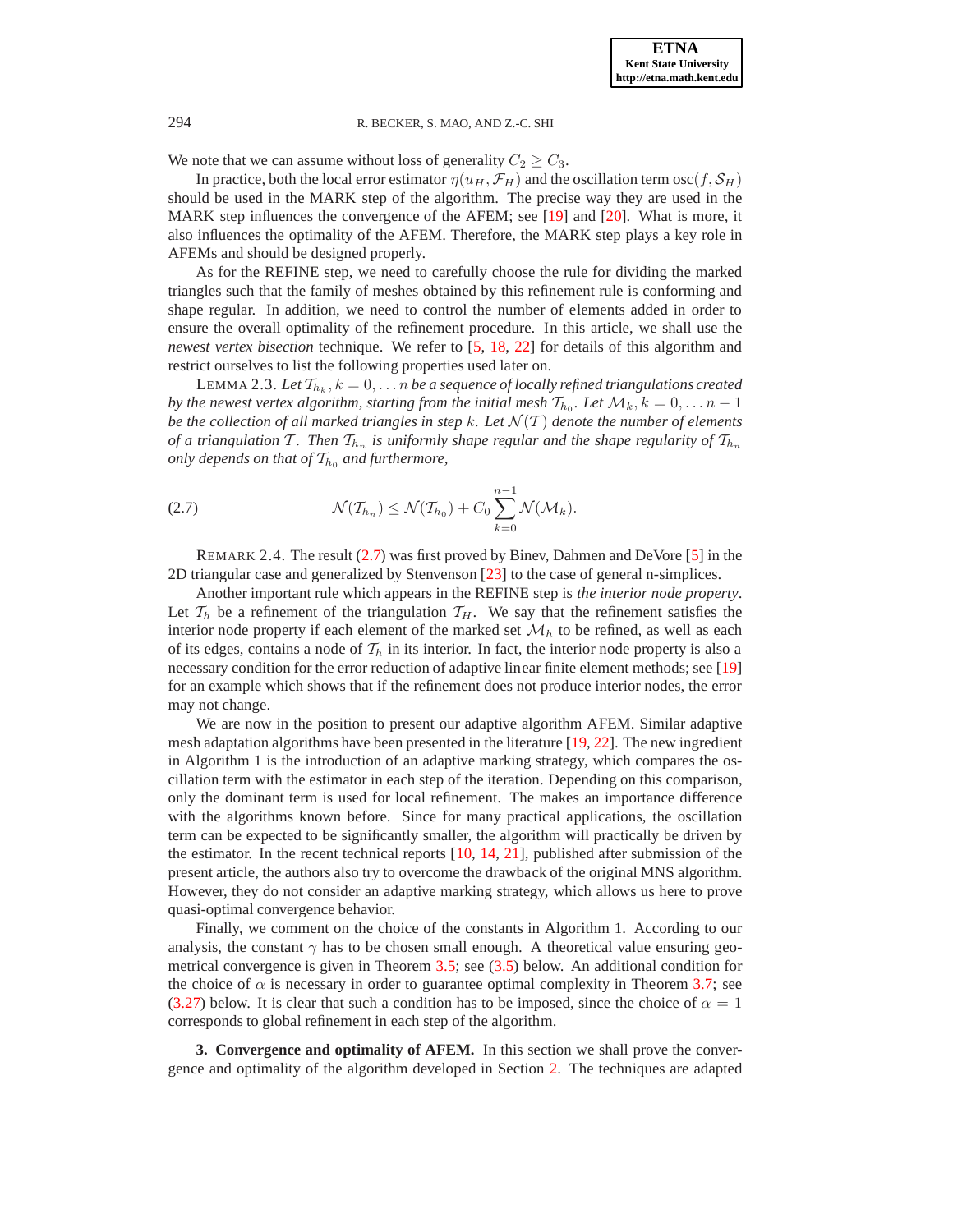We note that we can assume without loss of generality $C_2 \geq C_3$.

In practice, both the local error estimator $\eta(u_H, \mathcal{F}_H)$ and the oscillation term $\operatorname{osc}(f, \mathcal{S}_H)$ should be used in the MARK step of the algorithm. The precise way they are used in the MARK step influences the convergence of the AFEM; see [19] and [20]. What is more, it also influences the optimality of the AFEM. Therefore, the MARK step plays a key role in AFEMs and should be designed properly.

As for the REFINE step, we need to carefully choose the rule for dividing the marked triangles such that the family of meshes obtained by this refinement rule is conforming and shape regular. In addition, we need to control the number of elements added in order to ensure the overall optimality of the refinement procedure. In this article, we shall use the *newest vertex bisection* technique. We refer to [5, 18, 22] for details of this algorithm and restrict ourselves to list the following properties used later on.

LEMMA 2.3. *Let $\mathcal{T}_{h_k}, k = 0, \dots n$ be a sequence of locally refined triangulations created by the newest vertex algorithm, starting from the initial mesh $\mathcal{T}_{h_0}$. Let $\mathcal{M}_k, k = 0, \dots n-1$ be the collection of all marked triangles in step $k$. Let $\mathcal{N}(\mathcal{T})$ denote the number of elements of a triangulation $\mathcal{T}$. Then $\mathcal{T}_{h_n}$ is uniformly shape regular and the shape regularity of $\mathcal{T}_{h_n}$ only depends on that of $\mathcal{T}_{h_0}$ and furthermore,*

$$\mathcal{N}(\mathcal{T}_{h_n}) \leq \mathcal{N}(\mathcal{T}_{h_0}) + C_0 \sum_{k=0}^{n-1} \mathcal{N}(\mathcal{M}_k). \tag{2.7}$$

REMARK 2.4. The result (2.7) was first proved by Binev, Dahmen and DeVore [5] in the 2D triangular case and generalized by Stenvenson [23] to the case of general n-simplices.

Another important rule which appears in the REFINE step is *the interior node property*. Let $\mathcal{T}_h$ be a refinement of the triangulation $\mathcal{T}_H$. We say that the refinement satisfies the interior node property if each element of the marked set $\mathcal{M}_h$ to be refined, as well as each of its edges, contains a node of $\mathcal{T}_h$ in its interior. In fact, the interior node property is also a necessary condition for the error reduction of adaptive linear finite element methods; see [19] for an example which shows that if the refinement does not produce interior nodes, the error may not change.

We are now in the position to present our adaptive algorithm AFEM. Similar adaptive mesh adaptation algorithms have been presented in the literature [19, 22]. The new ingredient in Algorithm 1 is the introduction of an adaptive marking strategy, which compares the oscillation term with the estimator in each step of the iteration. Depending on this comparison, only the dominant term is used for local refinement. The makes an importance difference with the algorithms known before. Since for many practical applications, the oscillation term can be expected to be significantly smaller, the algorithm will practically be driven by the estimator. In the recent technical reports [10, 14, 21], published after submission of the present article, the authors also try to overcome the drawback of the original MNS algorithm. However, they do not consider an adaptive marking strategy, which allows us here to prove quasi-optimal convergence behavior.

Finally, we comment on the choice of the constants in Algorithm 1. According to our analysis, the constant $\gamma$ has to be chosen small enough. A theoretical value ensuring geometrical convergence is given in Theorem 3.5; see (3.5) below. An additional condition for the choice of $\alpha$ is necessary in order to guarantee optimal complexity in Theorem 3.7; see (3.27) below. It is clear that such a condition has to be imposed, since the choice of $\alpha = 1$ corresponds to global refinement in each step of the algorithm.

**3. Convergence and optimality of AFEM.** In this section we shall prove the convergence and optimality of the algorithm developed in Section 2. The techniques are adapted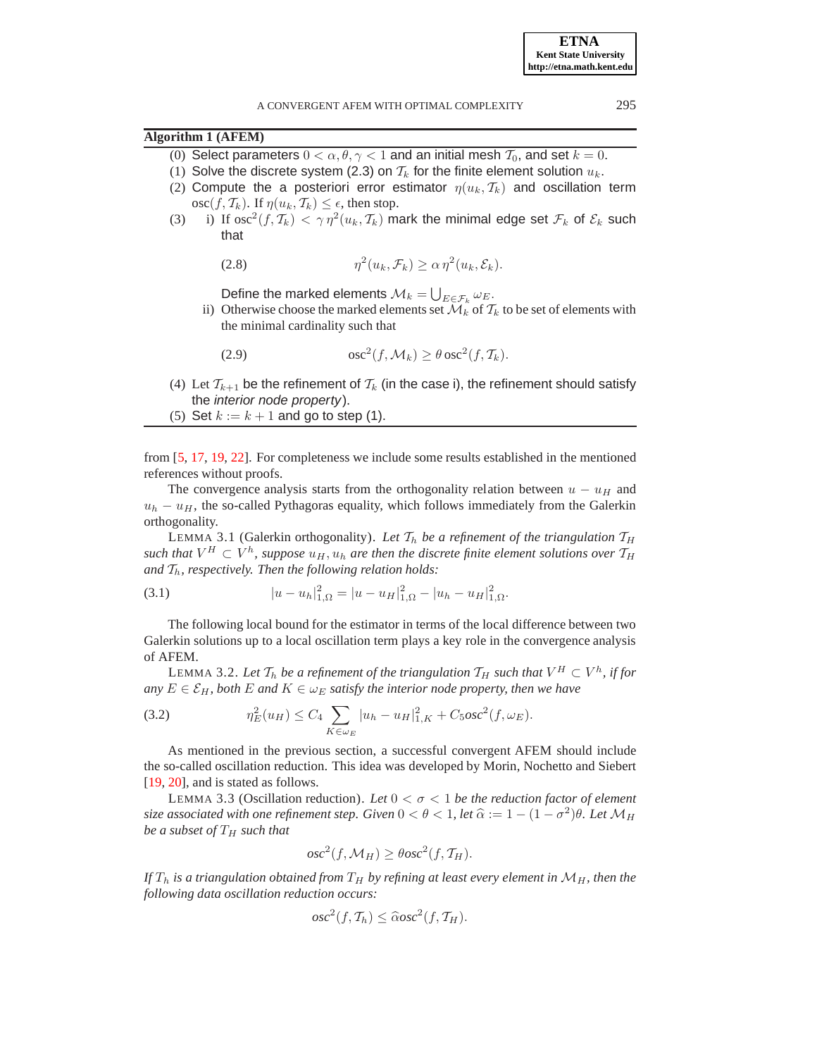**Algorithm 1 (AFEM)**

(0) Select parameters $0 < \alpha, \theta, \gamma < 1$ and an initial mesh $\mathcal{T}_0$, and set $k = 0$.
(1) Solve the discrete system (2.3) on $\mathcal{T}_k$ for the finite element solution $u_k$.
(2) Compute the a posteriori error estimator $\eta(u_k, \mathcal{T}_k)$ and oscillation term $\operatorname{osc}(f, \mathcal{T}_k)$. If $\eta(u_k, \mathcal{T}_k) \le \epsilon$, then stop.
(3) i) If $\operatorname{osc}^2(f, \mathcal{T}_k) < \gamma\, \eta^2(u_k, \mathcal{T}_k)$ mark the minimal edge set $\mathcal{F}_k$ of $\mathcal{E}_k$ such that

$$\eta^2(u_k, \mathcal{F}_k) \ge \alpha\, \eta^2(u_k, \mathcal{E}_k). \tag{2.8}$$

Define the marked elements $\mathcal{M}_k = \bigcup_{E \in \mathcal{F}_k} \omega_E$.

ii) Otherwise choose the marked elements set $\mathcal{M}_k$ of $\mathcal{T}_k$ to be set of elements with the minimal cardinality such that

$$\operatorname{osc}^2(f, \mathcal{M}_k) \ge \theta \operatorname{osc}^2(f, \mathcal{T}_k). \tag{2.9}$$

(4) Let $\mathcal{T}_{k+1}$ be the refinement of $\mathcal{T}_k$ (in the case i), the refinement should satisfy the *interior node property*).
(5) Set $k := k + 1$ and go to step (1).

from [5, 17, 19, 22]. For completeness we include some results established in the mentioned references without proofs.

The convergence analysis starts from the orthogonality relation between $u - u_H$ and $u_h - u_H$, the so-called Pythagoras equality, which follows immediately from the Galerkin orthogonality.

LEMMA 3.1 (Galerkin orthogonality). *Let $\mathcal{T}_h$ be a refinement of the triangulation $\mathcal{T}_H$ such that $V^H \subset V^h$, suppose $u_H, u_h$ are then the discrete finite element solutions over $\mathcal{T}_H$ and $\mathcal{T}_h$, respectively. Then the following relation holds:*

$$|u - u_h|_{1,\Omega}^2 = |u - u_H|_{1,\Omega}^2 - |u_h - u_H|_{1,\Omega}^2. \tag{3.1}$$

The following local bound for the estimator in terms of the local difference between two Galerkin solutions up to a local oscillation term plays a key role in the convergence analysis of AFEM.

LEMMA 3.2. *Let $\mathcal{T}_h$ be a refinement of the triangulation $\mathcal{T}_H$ such that $V^H \subset V^h$, if for any $E \in \mathcal{E}_H$, both $E$ and $K \in \omega_E$ satisfy the interior node property, then we have*

$$\eta_E^2(u_H) \le C_4 \sum_{K \in \omega_E} |u_h - u_H|_{1,K}^2 + C_5 osc^2(f, \omega_E). \tag{3.2}$$

As mentioned in the previous section, a successful convergent AFEM should include the so-called oscillation reduction. This idea was developed by Morin, Nochetto and Siebert [19, 20], and is stated as follows.

LEMMA 3.3 (Oscillation reduction). *Let $0 < \sigma < 1$ be the reduction factor of element size associated with one refinement step. Given $0 < \theta < 1$, let $\widehat{\alpha} := 1 - (1 - \sigma^2)\theta$. Let $\mathcal{M}_H$ be a subset of $T_H$ such that*

$$osc^2(f, \mathcal{M}_H) \ge \theta osc^2(f, \mathcal{T}_H).$$

*If $T_h$ is a triangulation obtained from $T_H$ by refining at least every element in $\mathcal{M}_H$, then the following data oscillation reduction occurs:*

$$osc^2(f, \mathcal{T}_h) \le \widehat{\alpha} osc^2(f, \mathcal{T}_H).$$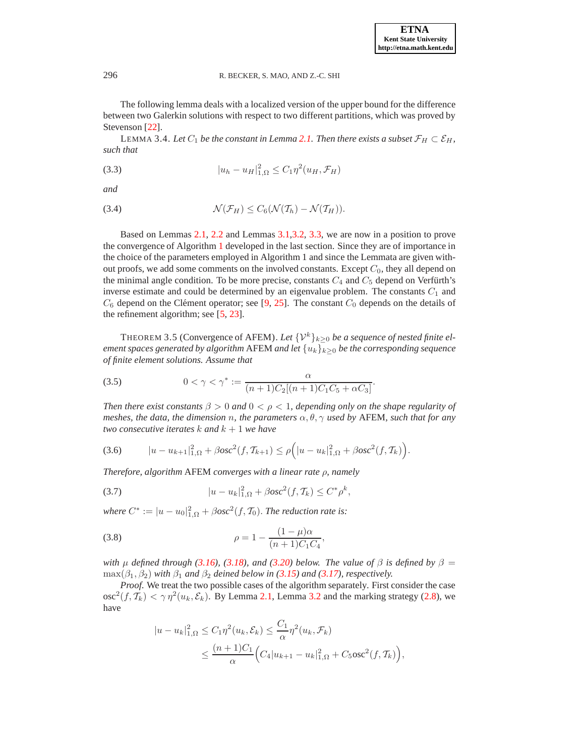The following lemma deals with a localized version of the upper bound for the difference between two Galerkin solutions with respect to two different partitions, which was proved by Stevenson [22].

LEMMA 3.4. *Let $C_1$ be the constant in Lemma 2.1. Then there exists a subset $\mathcal{F}_H \subset \mathcal{E}_H$, such that*

$$|u_h - u_H|^2_{1,\Omega} \leq C_1 \eta^2(u_H, \mathcal{F}_H) \tag{3.3}$$

*and*

$$\mathcal{N}(\mathcal{F}_H) \leq C_6(\mathcal{N}(\mathcal{T}_h) - \mathcal{N}(\mathcal{T}_H)). \tag{3.4}$$

Based on Lemmas 2.1, 2.2 and Lemmas 3.1,3.2, 3.3, we are now in a position to prove the convergence of Algorithm 1 developed in the last section. Since they are of importance in the choice of the parameters employed in Algorithm 1 and since the Lemmata are given without proofs, we add some comments on the involved constants. Except $C_0$, they all depend on the minimal angle condition. To be more precise, constants $C_4$ and $C_5$ depend on Verfürth's inverse estimate and could be determined by an eigenvalue problem. The constants $C_1$ and $C_6$ depend on the Clément operator; see [9, 25]. The constant $C_0$ depends on the details of the refinement algorithm; see [5, 23].

THEOREM 3.5 (Convergence of AFEM). *Let $\{\mathcal{V}^k\}_{k\geq 0}$ be a sequence of nested finite element spaces generated by algorithm* AFEM *and let $\{u_k\}_{k\geq 0}$ be the corresponding sequence of finite element solutions. Assume that*

$$0 < \gamma < \gamma^* := \frac{\alpha}{(n+1)C_2[(n+1)C_1C_5 + \alpha C_3]}. \tag{3.5}$$

*Then there exist constants $\beta > 0$ and $0 < \rho < 1$, depending only on the shape regularity of meshes, the data, the dimension $n$, the parameters $\alpha, \theta, \gamma$ used by* AFEM*, such that for any two consecutive iterates $k$ and $k+1$ we have*

$$|u - u_{k+1}|^2_{1,\Omega} + \beta osc^2(f, \mathcal{T}_{k+1}) \leq \rho\Big(|u - u_k|^2_{1,\Omega} + \beta osc^2(f, \mathcal{T}_k)\Big). \tag{3.6}$$

*Therefore, algorithm* AFEM *converges with a linear rate $\rho$, namely*

$$|u - u_k|^2_{1,\Omega} + \beta osc^2(f, \mathcal{T}_k) \leq C^* \rho^k, \tag{3.7}$$

*where $C^* := |u - u_0|^2_{1,\Omega} + \beta osc^2(f, \mathcal{T}_0)$. The reduction rate is:*

$$\rho = 1 - \frac{(1-\mu)\alpha}{(n+1)C_1C_4}, \tag{3.8}$$

*with $\mu$ defined through (3.16), (3.18), and (3.20) below. The value of $\beta$ is defined by $\beta = \max(\beta_1, \beta_2)$ with $\beta_1$ and $\beta_2$ deined below in (3.15) and (3.17), respectively.*

*Proof.* We treat the two possible cases of the algorithm separately. First consider the case $\text{osc}^2(f, \mathcal{T}_k) < \gamma\, \eta^2(u_k, \mathcal{E}_k)$. By Lemma 2.1, Lemma 3.2 and the marking strategy (2.8), we have

$$\begin{aligned}
|u - u_k|^2_{1,\Omega} &\leq C_1 \eta^2(u_k, \mathcal{E}_k) \leq \frac{C_1}{\alpha}\eta^2(u_k, \mathcal{F}_k) \\
&\leq \frac{(n+1)C_1}{\alpha}\Big(C_4|u_{k+1} - u_k|^2_{1,\Omega} + C_5 \text{osc}^2(f, \mathcal{T}_k)\Big),
\end{aligned}$$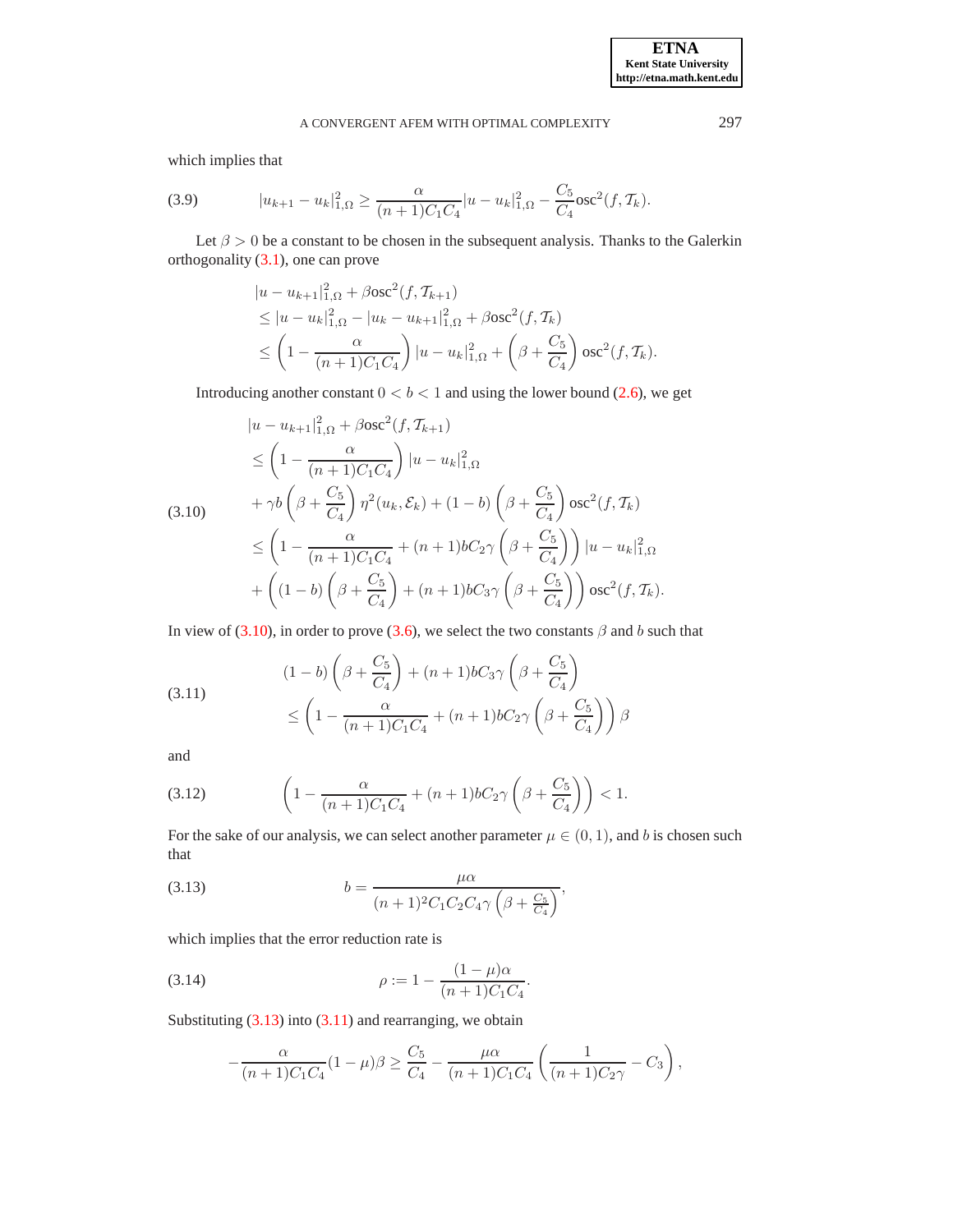which implies that

$$|u_{k+1} - u_k|^2_{1,\Omega} \geq \frac{\alpha}{(n+1)C_1C_4}|u - u_k|^2_{1,\Omega} - \frac{C_5}{C_4}\text{osc}^2(f, \mathcal{T}_k). \tag{3.9}$$

Let $\beta > 0$ be a constant to be chosen in the subsequent analysis. Thanks to the Galerkin orthogonality (3.1), one can prove

$$\begin{aligned}
&|u - u_{k+1}|^2_{1,\Omega} + \beta\text{osc}^2(f, \mathcal{T}_{k+1}) \\
&\leq |u - u_k|^2_{1,\Omega} - |u_k - u_{k+1}|^2_{1,\Omega} + \beta\text{osc}^2(f, \mathcal{T}_k) \\
&\leq \left(1 - \frac{\alpha}{(n+1)C_1C_4}\right)|u - u_k|^2_{1,\Omega} + \left(\beta + \frac{C_5}{C_4}\right)\text{osc}^2(f, \mathcal{T}_k).
\end{aligned}$$

Introducing another constant $0 < b < 1$ and using the lower bound (2.6), we get

$$\begin{aligned}
&|u - u_{k+1}|^2_{1,\Omega} + \beta\text{osc}^2(f, \mathcal{T}_{k+1}) \\
&\leq \left(1 - \frac{\alpha}{(n+1)C_1C_4}\right)|u - u_k|^2_{1,\Omega} \\
&\quad + \gamma b\left(\beta + \frac{C_5}{C_4}\right)\eta^2(u_k, \mathcal{E}_k) + (1-b)\left(\beta + \frac{C_5}{C_4}\right)\text{osc}^2(f, \mathcal{T}_k) \\
&\leq \left(1 - \frac{\alpha}{(n+1)C_1C_4} + (n+1)bC_2\gamma\left(\beta + \frac{C_5}{C_4}\right)\right)|u - u_k|^2_{1,\Omega} \\
&\quad + \left((1-b)\left(\beta + \frac{C_5}{C_4}\right) + (n+1)bC_3\gamma\left(\beta + \frac{C_5}{C_4}\right)\right)\text{osc}^2(f, \mathcal{T}_k).
\end{aligned} \tag{3.10}$$

In view of (3.10), in order to prove (3.6), we select the two constants $\beta$ and $b$ such that

$$\begin{aligned}
&(1-b)\left(\beta + \frac{C_5}{C_4}\right) + (n+1)bC_3\gamma\left(\beta + \frac{C_5}{C_4}\right) \\
&\leq \left(1 - \frac{\alpha}{(n+1)C_1C_4} + (n+1)bC_2\gamma\left(\beta + \frac{C_5}{C_4}\right)\right)\beta
\end{aligned} \tag{3.11}$$

and

$$\left(1 - \frac{\alpha}{(n+1)C_1C_4} + (n+1)bC_2\gamma\left(\beta + \frac{C_5}{C_4}\right)\right) < 1. \tag{3.12}$$

For the sake of our analysis, we can select another parameter $\mu \in (0,1)$, and $b$ is chosen such that

$$b = \frac{\mu\alpha}{(n+1)^2C_1C_2C_4\gamma\left(\beta + \frac{C_5}{C_4}\right)}, \tag{3.13}$$

which implies that the error reduction rate is

$$\rho := 1 - \frac{(1-\mu)\alpha}{(n+1)C_1C_4}. \tag{3.14}$$

Substituting (3.13) into (3.11) and rearranging, we obtain

$$-\frac{\alpha}{(n+1)C_1C_4}(1-\mu)\beta \geq \frac{C_5}{C_4} - \frac{\mu\alpha}{(n+1)C_1C_4}\left(\frac{1}{(n+1)C_2\gamma} - C_3\right),$$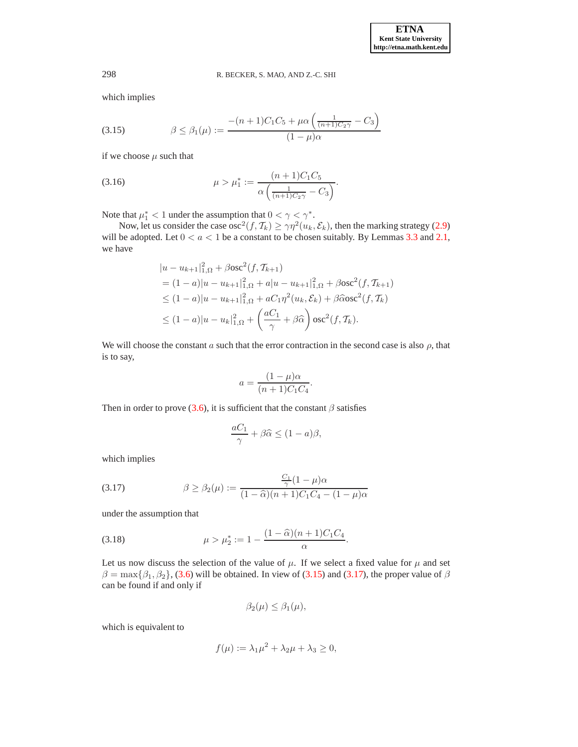which implies

$$
\beta \leq \beta_1(\mu) := \frac{-(n+1)C_1C_5 + \mu\alpha\left(\frac{1}{(n+1)C_2\gamma} - C_3\right)}{(1-\mu)\alpha} \tag{3.15}
$$

if we choose $\mu$ such that

$$
\mu > \mu_1^* := \frac{(n+1)C_1C_5}{\alpha\left(\frac{1}{(n+1)C_2\gamma} - C_3\right)}. \tag{3.16}
$$

Note that $\mu_1^* < 1$ under the assumption that $0 < \gamma < \gamma^*$.

Now, let us consider the case $\mathrm{osc}^2(f, \mathcal{T}_k) \geq \gamma\eta^2(u_k, \mathcal{E}_k)$, then the marking strategy (2.9) will be adopted. Let $0 < a < 1$ be a constant to be chosen suitably. By Lemmas 3.3 and 2.1, we have

$$
\begin{aligned}
&|u - u_{k+1}|_{1,\Omega}^2 + \beta \mathrm{osc}^2(f, \mathcal{T}_{k+1}) \\
&= (1-a)|u - u_{k+1}|_{1,\Omega}^2 + a|u - u_{k+1}|_{1,\Omega}^2 + \beta \mathrm{osc}^2(f, \mathcal{T}_{k+1}) \\
&\leq (1-a)|u - u_{k+1}|_{1,\Omega}^2 + aC_1\eta^2(u_k, \mathcal{E}_k) + \beta\widehat{\alpha}\mathrm{osc}^2(f, \mathcal{T}_k) \\
&\leq (1-a)|u - u_k|_{1,\Omega}^2 + \left(\frac{aC_1}{\gamma} + \beta\widehat{\alpha}\right)\mathrm{osc}^2(f, \mathcal{T}_k).
\end{aligned}
$$

We will choose the constant $a$ such that the error contraction in the second case is also $\rho$, that is to say,

$$
a = \frac{(1-\mu)\alpha}{(n+1)C_1C_4}.
$$

Then in order to prove (3.6), it is sufficient that the constant $\beta$ satisfies

$$
\frac{aC_1}{\gamma} + \beta\widehat{\alpha} \leq (1-a)\beta,
$$

which implies

$$
\beta \geq \beta_2(\mu) := \frac{\frac{C_1}{\gamma}(1-\mu)\alpha}{(1-\widehat{\alpha})(n+1)C_1C_4 - (1-\mu)\alpha} \tag{3.17}
$$

under the assumption that

$$
\mu > \mu_2^* := 1 - \frac{(1-\widehat{\alpha})(n+1)C_1C_4}{\alpha}. \tag{3.18}
$$

Let us now discuss the selection of the value of $\mu$. If we select a fixed value for $\mu$ and set $\beta = \max\{\beta_1, \beta_2\}$, (3.6) will be obtained. In view of (3.15) and (3.17), the proper value of $\beta$ can be found if and only if

$$
\beta_2(\mu) \leq \beta_1(\mu),
$$

which is equivalent to

$$
f(\mu) := \lambda_1\mu^2 + \lambda_2\mu + \lambda_3 \geq 0,
$$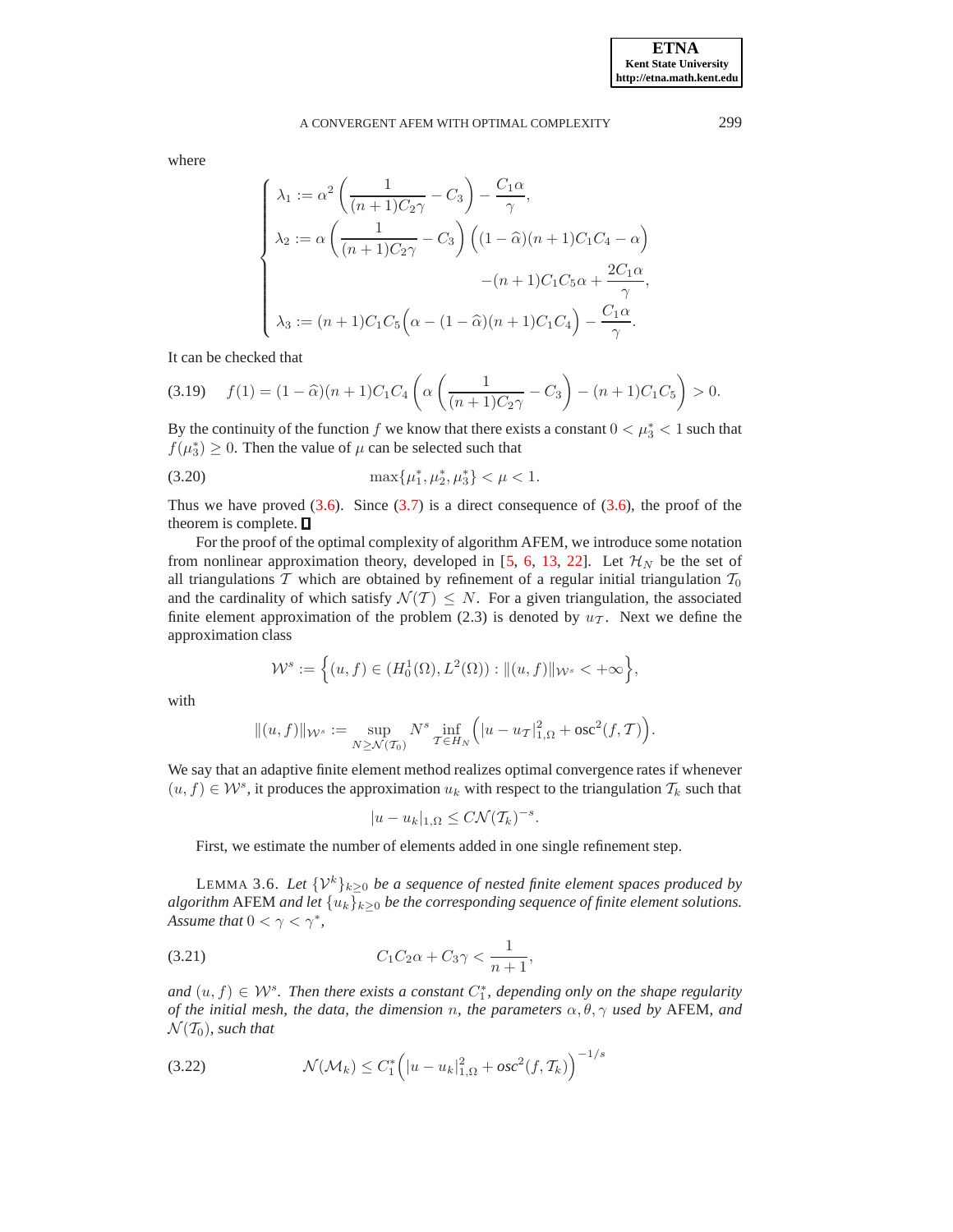where

$$
\begin{cases}
\lambda_1 := \alpha^2 \left( \dfrac{1}{(n+1)C_2\gamma} - C_3 \right) - \dfrac{C_1\alpha}{\gamma}, \\
\lambda_2 := \alpha \left( \dfrac{1}{(n+1)C_2\gamma} - C_3 \right) \Big( (1-\widehat{\alpha})(n+1)C_1C_4 - \alpha \Big) \\
\qquad\qquad\qquad\qquad\qquad - (n+1)C_1C_5\alpha + \dfrac{2C_1\alpha}{\gamma}, \\
\lambda_3 := (n+1)C_1C_5 \Big( \alpha - (1-\widehat{\alpha})(n+1)C_1C_4 \Big) - \dfrac{C_1\alpha}{\gamma}.
\end{cases}
$$

It can be checked that

$$
f(1) = (1-\widehat{\alpha})(n+1)C_1C_4 \left( \alpha \left( \frac{1}{(n+1)C_2\gamma} - C_3 \right) - (n+1)C_1C_5 \right) > 0. \tag{3.19}
$$

By the continuity of the function $f$ we know that there exists a constant $0 < \mu_3^* < 1$ such that $f(\mu_3^*) \geq 0$. Then the value of $\mu$ can be selected such that

$$
\max\{\mu_1^*, \mu_2^*, \mu_3^*\} < \mu < 1. \tag{3.20}
$$

Thus we have proved (3.6). Since (3.7) is a direct consequence of (3.6), the proof of the theorem is complete. ∎

For the proof of the optimal complexity of algorithm AFEM, we introduce some notation from nonlinear approximation theory, developed in [5, 6, 13, 22]. Let $\mathcal{H}_N$ be the set of all triangulations $\mathcal{T}$ which are obtained by refinement of a regular initial triangulation $\mathcal{T}_0$ and the cardinality of which satisfy $\mathcal{N}(\mathcal{T}) \leq N$. For a given triangulation, the associated finite element approximation of the problem (2.3) is denoted by $u_{\mathcal{T}}$. Next we define the approximation class

$$
\mathcal{W}^s := \Big\{ (u,f) \in (H_0^1(\Omega), L^2(\Omega)) : \|(u,f)\|_{\mathcal{W}^s} < +\infty \Big\},
$$

with

$$
\|(u,f)\|_{\mathcal{W}^s} := \sup_{N \geq \mathcal{N}(\mathcal{T}_0)} N^s \inf_{\mathcal{T} \in H_N} \Big( |u - u_{\mathcal{T}}|_{1,\Omega}^2 + \text{osc}^2(f, \mathcal{T}) \Big).
$$

We say that an adaptive finite element method realizes optimal convergence rates if whenever $(u,f) \in \mathcal{W}^s$, it produces the approximation $u_k$ with respect to the triangulation $\mathcal{T}_k$ such that

$$
|u - u_k|_{1,\Omega} \leq C \mathcal{N}(\mathcal{T}_k)^{-s}.
$$

First, we estimate the number of elements added in one single refinement step.

LEMMA 3.6. *Let $\{\mathcal{V}^k\}_{k\geq 0}$ be a sequence of nested finite element spaces produced by algorithm* AFEM *and let $\{u_k\}_{k \geq 0}$ be the corresponding sequence of finite element solutions. Assume that $0 < \gamma < \gamma^*$,*

$$
C_1C_2\alpha + C_3\gamma < \frac{1}{n+1}, \tag{3.21}
$$

*and $(u,f) \in \mathcal{W}^s$. Then there exists a constant $C_1^*$, depending only on the shape regularity of the initial mesh, the data, the dimension $n$, the parameters $\alpha, \theta, \gamma$ used by* AFEM*, and $\mathcal{N}(\mathcal{T}_0)$, such that*

$$
\mathcal{N}(\mathcal{M}_k) \leq C_1^* \Big( |u - u_k|_{1,\Omega}^2 + osc^2(f, \mathcal{T}_k) \Big)^{-1/s} \tag{3.22}
$$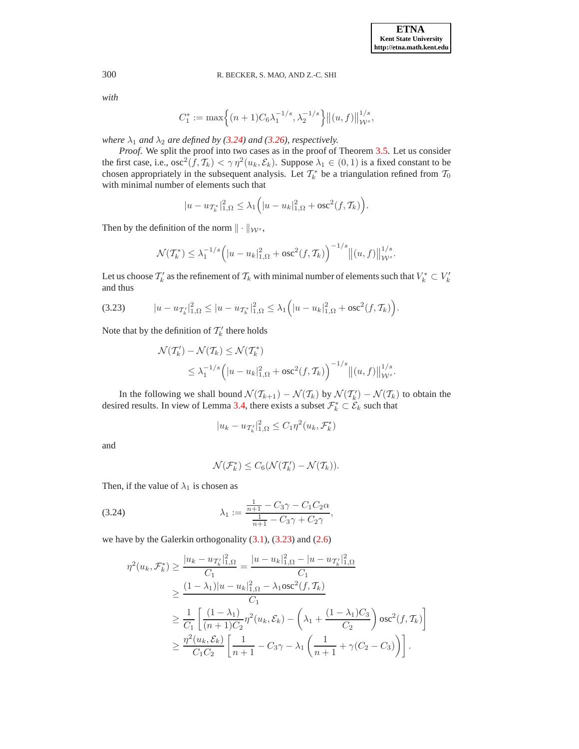*with*

$$C_1^* := \max\Big\{(n+1)C_6\lambda_1^{-1/s}, \lambda_2^{-1/s}\Big\}\big\|(u,f)\big\|_{\mathcal{W}^s}^{1/s},$$

*where $\lambda_1$ and $\lambda_2$ are defined by (3.24) and (3.26), respectively.*

*Proof.* We split the proof into two cases as in the proof of Theorem 3.5. Let us consider the first case, i.e., $\text{osc}^2(f,\mathcal{T}_k) < \gamma\,\eta^2(u_k,\mathcal{E}_k)$. Suppose $\lambda_1 \in (0,1)$ is a fixed constant to be chosen appropriately in the subsequent analysis. Let $\mathcal{T}_k^*$ be a triangulation refined from $\mathcal{T}_0$ with minimal number of elements such that

$$|u - u_{\mathcal{T}_k^*}|_{1,\Omega}^2 \le \lambda_1\Big(|u-u_k|_{1,\Omega}^2 + \text{osc}^2(f,\mathcal{T}_k)\Big).$$

Then by the definition of the norm $\|\cdot\|_{\mathcal{W}^s}$,

$$\mathcal{N}(\mathcal{T}_k^*) \le \lambda_1^{-1/s}\Big(|u-u_k|_{1,\Omega}^2 + \text{osc}^2(f,\mathcal{T}_k)\Big)^{-1/s}\big\|(u,f)\big\|_{\mathcal{W}^s}^{1/s}.$$

Let us choose $\mathcal{T}_k'$ as the refinement of $\mathcal{T}_k$ with minimal number of elements such that $V_k^* \subset V_k'$ and thus

$$|u - u_{\mathcal{T}_k'}|_{1,\Omega}^2 \le |u - u_{\mathcal{T}_k^*}|_{1,\Omega}^2 \le \lambda_1\Big(|u-u_k|_{1,\Omega}^2 + \text{osc}^2(f,\mathcal{T}_k)\Big). \tag{3.23}$$

Note that by the definition of $\mathcal{T}_k'$ there holds

$$\begin{aligned}
\mathcal{N}(\mathcal{T}_k') - \mathcal{N}(\mathcal{T}_k) &\le \mathcal{N}(\mathcal{T}_k^*)\\
&\le \lambda_1^{-1/s}\Big(|u-u_k|_{1,\Omega}^2 + \text{osc}^2(f,\mathcal{T}_k)\Big)^{-1/s}\big\|(u,f)\big\|_{\mathcal{W}^s}^{1/s}.
\end{aligned}$$

In the following we shall bound $\mathcal{N}(\mathcal{T}_{k+1}) - \mathcal{N}(\mathcal{T}_k)$ by $\mathcal{N}(\mathcal{T}_k') - \mathcal{N}(\mathcal{T}_k)$ to obtain the desired results. In view of Lemma 3.4, there exists a subset $\mathcal{F}_k^* \subset \mathcal{E}_k$ such that

$$|u_k - u_{\mathcal{T}_k'}|_{1,\Omega}^2 \le C_1\eta^2(u_k,\mathcal{F}_k^*)$$

and

$$\mathcal{N}(\mathcal{F}_k^*) \le C_6(\mathcal{N}(\mathcal{T}_k') - \mathcal{N}(\mathcal{T}_k)).$$

Then, if the value of $\lambda_1$ is chosen as

$$\lambda_1 := \frac{\frac{1}{n+1} - C_3\gamma - C_1C_2\alpha}{\frac{1}{n+1} - C_3\gamma + C_2\gamma}, \tag{3.24}$$

we have by the Galerkin orthogonality (3.1), (3.23) and (2.6)

$$\begin{aligned}
\eta^2(u_k,\mathcal{F}_k^*) &\ge \frac{|u_k - u_{\mathcal{T}_k'}|_{1,\Omega}^2}{C_1} = \frac{|u-u_k|_{1,\Omega}^2 - |u-u_{\mathcal{T}_k'}|_{1,\Omega}^2}{C_1}\\
&\ge \frac{(1-\lambda_1)|u-u_k|_{1,\Omega}^2 - \lambda_1\text{osc}^2(f,\mathcal{T}_k)}{C_1}\\
&\ge \frac{1}{C_1}\left[\frac{(1-\lambda_1)}{(n+1)C_2}\eta^2(u_k,\mathcal{E}_k) - \left(\lambda_1 + \frac{(1-\lambda_1)C_3}{C_2}\right)\text{osc}^2(f,\mathcal{T}_k)\right]\\
&\ge \frac{\eta^2(u_k,\mathcal{E}_k)}{C_1C_2}\left[\frac{1}{n+1} - C_3\gamma - \lambda_1\left(\frac{1}{n+1} + \gamma(C_2 - C_3)\right)\right].
\end{aligned}$$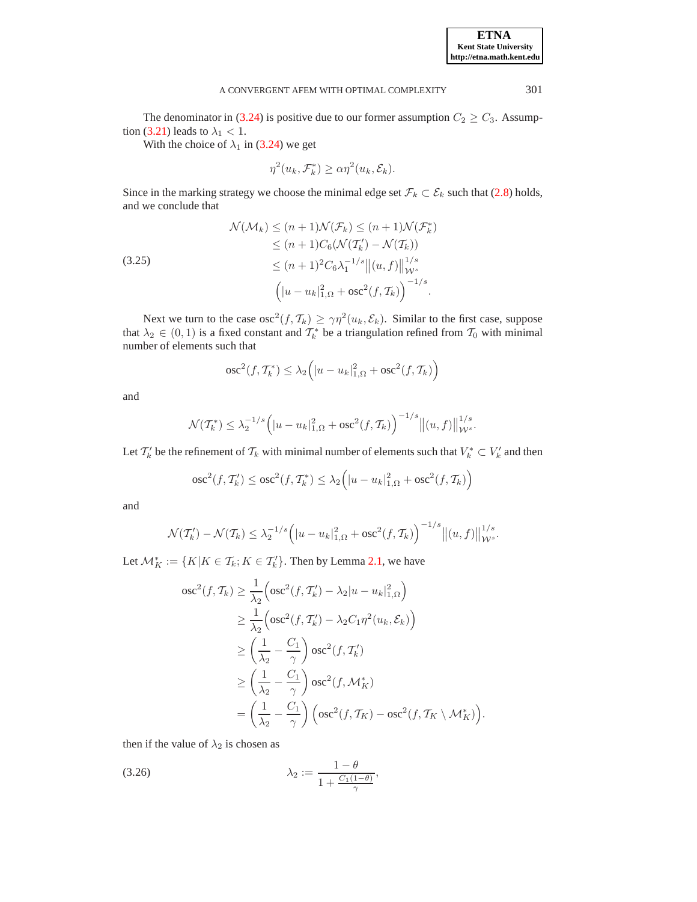The denominator in (3.24) is positive due to our former assumption $C_2 \geq C_3$. Assumption (3.21) leads to $\lambda_1 < 1$.

With the choice of $\lambda_1$ in (3.24) we get

$$\eta^2(u_k, \mathcal{F}_k^*) \geq \alpha \eta^2(u_k, \mathcal{E}_k).$$

Since in the marking strategy we choose the minimal edge set $\mathcal{F}_k \subset \mathcal{E}_k$ such that (2.8) holds, and we conclude that

$$\begin{aligned}
\mathcal{N}(\mathcal{M}_k) &\leq (n+1)\mathcal{N}(\mathcal{F}_k) \leq (n+1)\mathcal{N}(\mathcal{F}_k^*) \\
&\leq (n+1)C_6(\mathcal{N}(\mathcal{T}_k') - \mathcal{N}(\mathcal{T}_k)) \\
&\leq (n+1)^2 C_6 \lambda_1^{-1/s} \big\|(u,f)\big\|_{\mathcal{W}^s}^{1/s} \\
&\quad \Big(|u - u_k|_{1,\Omega}^2 + \operatorname{osc}^2(f, \mathcal{T}_k)\Big)^{-1/s}.
\end{aligned} \tag{3.25}$$

Next we turn to the case $\operatorname{osc}^2(f, \mathcal{T}_k) \geq \gamma \eta^2(u_k, \mathcal{E}_k)$. Similar to the first case, suppose that $\lambda_2 \in (0,1)$ is a fixed constant and $\mathcal{T}_k^*$ be a triangulation refined from $\mathcal{T}_0$ with minimal number of elements such that

$$\operatorname{osc}^2(f, \mathcal{T}_k^*) \leq \lambda_2 \Big(|u - u_k|_{1,\Omega}^2 + \operatorname{osc}^2(f, \mathcal{T}_k)\Big)$$

and

$$\mathcal{N}(\mathcal{T}_k^*) \leq \lambda_2^{-1/s} \Big(|u - u_k|_{1,\Omega}^2 + \operatorname{osc}^2(f, \mathcal{T}_k)\Big)^{-1/s} \big\|(u,f)\big\|_{\mathcal{W}^s}^{1/s}.$$

Let $\mathcal{T}_k'$ be the refinement of $\mathcal{T}_k$ with minimal number of elements such that $V_k^* \subset V_k'$ and then

$$\operatorname{osc}^2(f, \mathcal{T}_k') \leq \operatorname{osc}^2(f, \mathcal{T}_k^*) \leq \lambda_2 \Big(|u - u_k|_{1,\Omega}^2 + \operatorname{osc}^2(f, \mathcal{T}_k)\Big)$$

and

$$\mathcal{N}(\mathcal{T}_k') - \mathcal{N}(\mathcal{T}_k) \leq \lambda_2^{-1/s} \Big(|u - u_k|_{1,\Omega}^2 + \operatorname{osc}^2(f, \mathcal{T}_k)\Big)^{-1/s} \big\|(u,f)\big\|_{\mathcal{W}^s}^{1/s}.$$

Let $\mathcal{M}_K^* := \{K | K \in \mathcal{T}_k; K \in \mathcal{T}_k'\}$. Then by Lemma 2.1, we have

$$\begin{aligned}
\operatorname{osc}^2(f, \mathcal{T}_k) &\geq \frac{1}{\lambda_2}\Big(\operatorname{osc}^2(f, \mathcal{T}_k') - \lambda_2 |u - u_k|_{1,\Omega}^2\Big) \\
&\geq \frac{1}{\lambda_2}\Big(\operatorname{osc}^2(f, \mathcal{T}_k') - \lambda_2 C_1 \eta^2(u_k, \mathcal{E}_k)\Big) \\
&\geq \left(\frac{1}{\lambda_2} - \frac{C_1}{\gamma}\right) \operatorname{osc}^2(f, \mathcal{T}_k') \\
&\geq \left(\frac{1}{\lambda_2} - \frac{C_1}{\gamma}\right) \operatorname{osc}^2(f, \mathcal{M}_K^*) \\
&= \left(\frac{1}{\lambda_2} - \frac{C_1}{\gamma}\right) \Big(\operatorname{osc}^2(f, \mathcal{T}_K) - \operatorname{osc}^2(f, \mathcal{T}_K \setminus \mathcal{M}_K^*)\Big).
\end{aligned}$$

then if the value of $\lambda_2$ is chosen as

$$\lambda_2 := \frac{1-\theta}{1 + \frac{C_1(1-\theta)}{\gamma}}, \tag{3.26}$$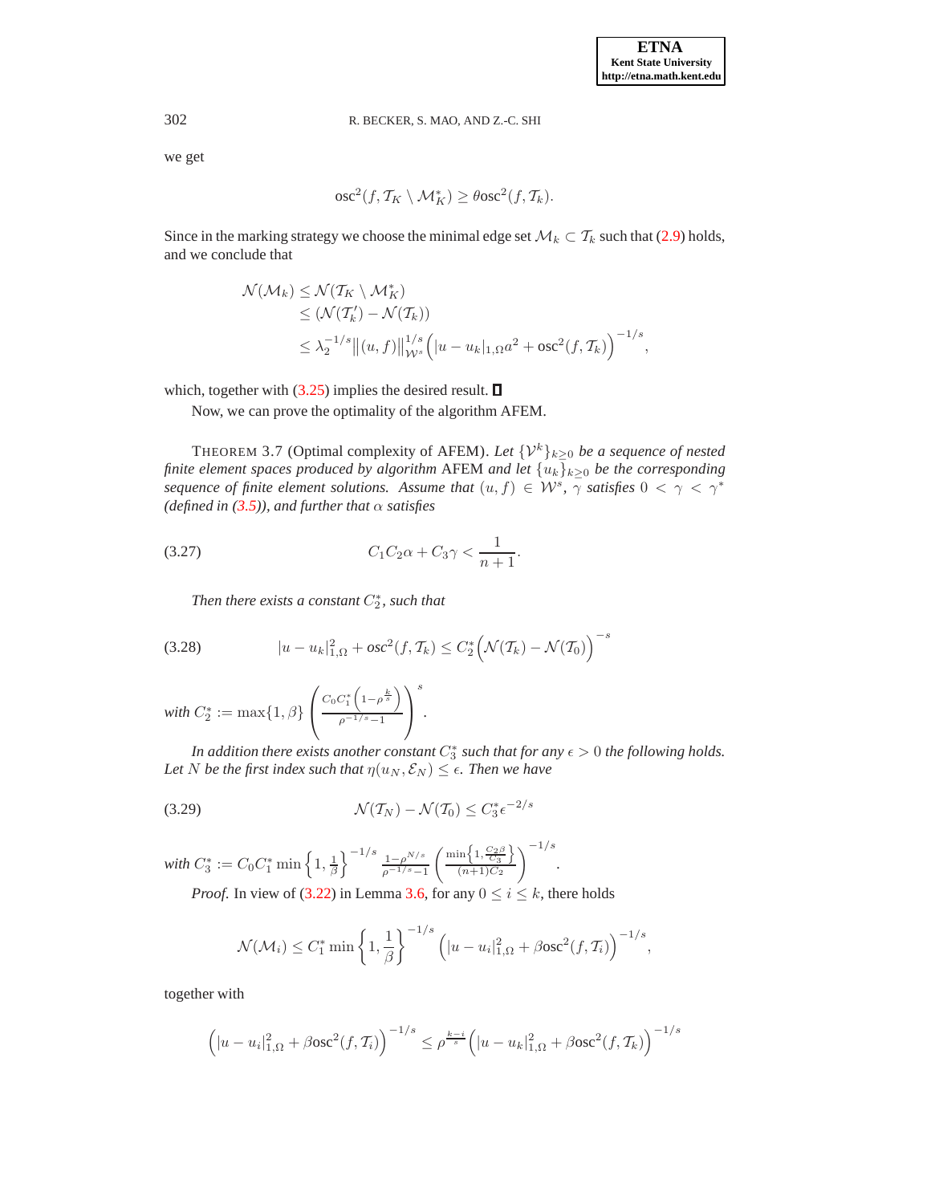we get

$$\operatorname{osc}^2(f, \mathcal{T}_K \setminus \mathcal{M}_K^*) \geq \theta \operatorname{osc}^2(f, \mathcal{T}_k).$$

Since in the marking strategy we choose the minimal edge set $\mathcal{M}_k \subset \mathcal{T}_k$ such that (2.9) holds, and we conclude that

$$\begin{aligned}
\mathcal{N}(\mathcal{M}_k) &\leq \mathcal{N}(\mathcal{T}_K \setminus \mathcal{M}_K^*) \\
&\leq (\mathcal{N}(\mathcal{T}_k') - \mathcal{N}(\mathcal{T}_k)) \\
&\leq \lambda_2^{-1/s} \|(u, f)\|_{\mathcal{W}^s}^{1/s} \Big( |u - u_k|_{1,\Omega} a^2 + \operatorname{osc}^2(f, \mathcal{T}_k) \Big)^{-1/s},
\end{aligned}$$

which, together with (3.25) implies the desired result. ∎

Now, we can prove the optimality of the algorithm AFEM.

THEOREM 3.7 (Optimal complexity of AFEM). *Let $\{\mathcal{V}^k\}_{k\geq 0}$ be a sequence of nested finite element spaces produced by algorithm* AFEM *and let $\{u_k\}_{k\geq 0}$ be the corresponding sequence of finite element solutions. Assume that $(u, f) \in \mathcal{W}^s$, $\gamma$ satisfies $0 < \gamma < \gamma^*$ (defined in (3.5)), and further that $\alpha$ satisfies*

$$C_1 C_2 \alpha + C_3 \gamma < \frac{1}{n+1}. \tag{3.27}$$

*Then there exists a constant $C_2^*$, such that*

$$|u - u_k|_{1,\Omega}^2 + osc^2(f, \mathcal{T}_k) \leq C_2^* \Big( \mathcal{N}(\mathcal{T}_k) - \mathcal{N}(\mathcal{T}_0) \Big)^{-s} \tag{3.28}$$

*with* $C_2^* := \max\{1, \beta\} \left( \frac{C_0 C_1^* \left(1 - \rho^{\frac{k}{s}}\right)}{\rho^{-1/s} - 1} \right)^s$.

*In addition there exists another constant $C_3^*$ such that for any $\epsilon > 0$ the following holds. Let $N$ be the first index such that $\eta(u_N, \mathcal{E}_N) \leq \epsilon$. Then we have*

$$\mathcal{N}(\mathcal{T}_N) - \mathcal{N}(\mathcal{T}_0) \leq C_3^* \epsilon^{-2/s} \tag{3.29}$$

*with* $C_3^* := C_0 C_1^* \min\left\{1, \frac{1}{\beta}\right\}^{-1/s} \frac{1 - \rho^{N/s}}{\rho^{-1/s} - 1} \left( \frac{\min\left\{1, \frac{C_2 \beta}{C_3}\right\}}{(n+1) C_2} \right)^{-1/s}$.

*Proof.* In view of (3.22) in Lemma 3.6, for any $0 \leq i \leq k$, there holds

$$\mathcal{N}(\mathcal{M}_i) \leq C_1^* \min\left\{1, \frac{1}{\beta}\right\}^{-1/s} \Big( |u - u_i|_{1,\Omega}^2 + \beta \operatorname{osc}^2(f, \mathcal{T}_i) \Big)^{-1/s},$$

together with

$$\Big( |u - u_i|_{1,\Omega}^2 + \beta \operatorname{osc}^2(f, \mathcal{T}_i) \Big)^{-1/s} \leq \rho^{\frac{k-i}{s}} \Big( |u - u_k|_{1,\Omega}^2 + \beta \operatorname{osc}^2(f, \mathcal{T}_k) \Big)^{-1/s}$$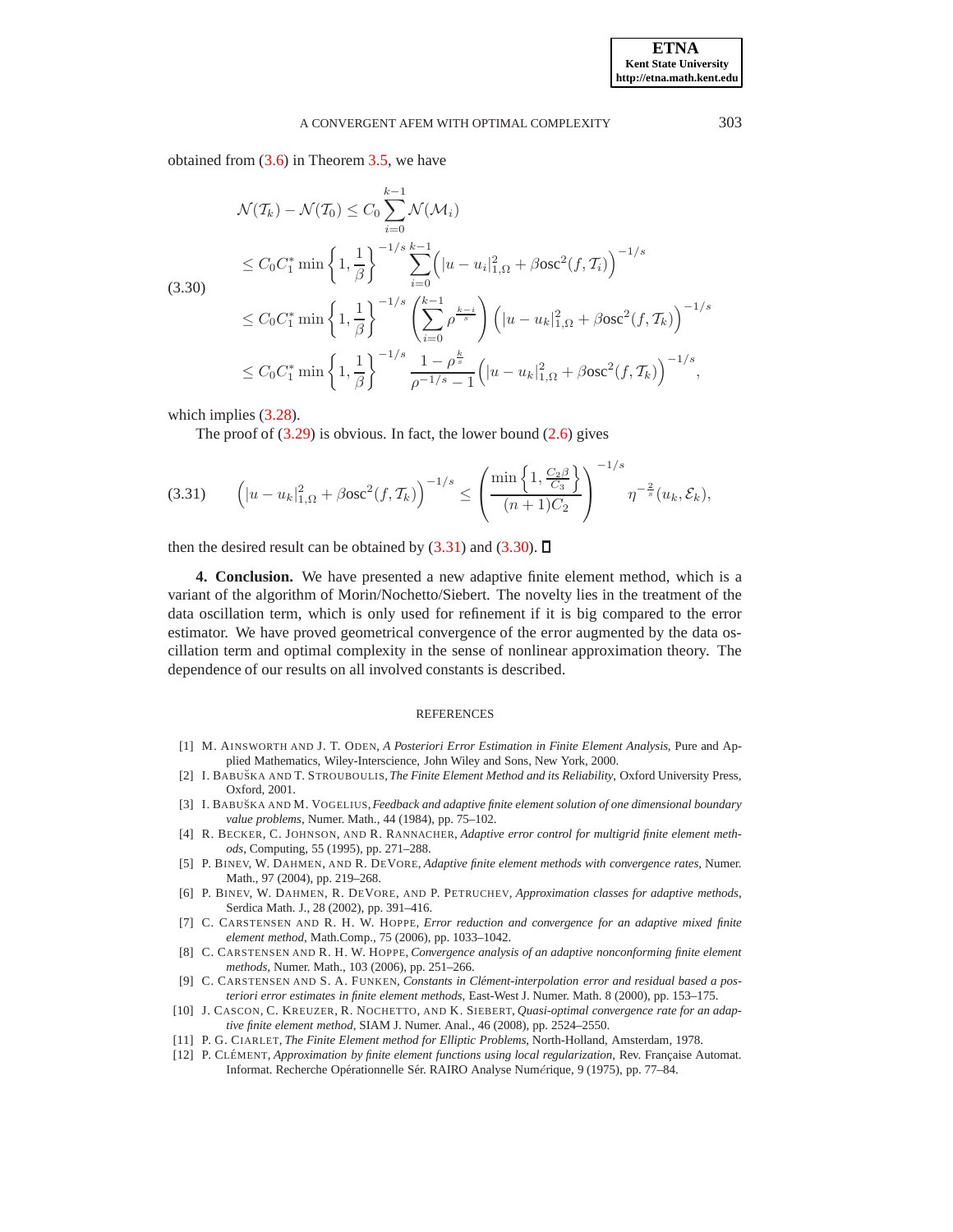obtained from (3.6) in Theorem 3.5, we have

$$
\begin{aligned}
\mathcal{N}(\mathcal{T}_k) - \mathcal{N}(\mathcal{T}_0) &\le C_0 \sum_{i=0}^{k-1} \mathcal{N}(\mathcal{M}_i) \\
&\le C_0 C_1^* \min\left\{1, \frac{1}{\beta}\right\}^{-1/s} \sum_{i=0}^{k-1} \Big( |u - u_i|^2_{1,\Omega} + \beta \mathrm{osc}^2(f, \mathcal{T}_i) \Big)^{-1/s} \\
&\le C_0 C_1^* \min\left\{1, \frac{1}{\beta}\right\}^{-1/s} \left( \sum_{i=0}^{k-1} \rho^{\frac{k-i}{s}} \right) \Big( |u - u_k|^2_{1,\Omega} + \beta \mathrm{osc}^2(f, \mathcal{T}_k) \Big)^{-1/s} \\
&\le C_0 C_1^* \min\left\{1, \frac{1}{\beta}\right\}^{-1/s} \frac{1 - \rho^{\frac{k}{s}}}{\rho^{-1/s} - 1} \Big( |u - u_k|^2_{1,\Omega} + \beta \mathrm{osc}^2(f, \mathcal{T}_k) \Big)^{-1/s},
\end{aligned} \tag{3.30}
$$

which implies (3.28).

The proof of (3.29) is obvious. In fact, the lower bound (2.6) gives

$$
\Big( |u - u_k|^2_{1,\Omega} + \beta \mathrm{osc}^2(f, \mathcal{T}_k) \Big)^{-1/s} \le \left( \frac{\min\left\{1, \frac{C_2 \beta}{C_3}\right\}}{(n+1) C_2} \right)^{-1/s} \eta^{-\frac{2}{s}}(u_k, \mathcal{E}_k), \tag{3.31}
$$

then the desired result can be obtained by (3.31) and (3.30). ∎

**4. Conclusion.** We have presented a new adaptive finite element method, which is a variant of the algorithm of Morin/Nochetto/Siebert. The novelty lies in the treatment of the data oscillation term, which is only used for refinement if it is big compared to the error estimator. We have proved geometrical convergence of the error augmented by the data oscillation term and optimal complexity in the sense of nonlinear approximation theory. The dependence of our results on all involved constants is described.

## REFERENCES

[1] M. Ainsworth and J. T. Oden, *A Posteriori Error Estimation in Finite Element Analysis*, Pure and Applied Mathematics, Wiley-Interscience, John Wiley and Sons, New York, 2000.

[2] I. Babuška and T. Strouboulis, *The Finite Element Method and its Reliability*, Oxford University Press, Oxford, 2001.

[3] I. Babuška and M. Vogelius, *Feedback and adaptive finite element solution of one dimensional boundary value problems*, Numer. Math., 44 (1984), pp. 75–102.

[4] R. Becker, C. Johnson, and R. Rannacher, *Adaptive error control for multigrid finite element methods*, Computing, 55 (1995), pp. 271–288.

[5] P. Binev, W. Dahmen, and R. DeVore, *Adaptive finite element methods with convergence rates*, Numer. Math., 97 (2004), pp. 219–268.

[6] P. Binev, W. Dahmen, R. DeVore, and P. Petruchev, *Approximation classes for adaptive methods*, Serdica Math. J., 28 (2002), pp. 391–416.

[7] C. Carstensen and R. H. W. Hoppe, *Error reduction and convergence for an adaptive mixed finite element method*, Math.Comp., 75 (2006), pp. 1033–1042.

[8] C. Carstensen and R. H. W. Hoppe, *Convergence analysis of an adaptive nonconforming finite element methods*, Numer. Math., 103 (2006), pp. 251–266.

[9] C. Carstensen and S. A. Funken, *Constants in Clément-interpolation error and residual based a posteriori error estimates in finite element methods*, East-West J. Numer. Math. 8 (2000), pp. 153–175.

[10] J. Cascon, C. Kreuzer, R. Nochetto, and K. Siebert, *Quasi-optimal convergence rate for an adaptive finite element method*, SIAM J. Numer. Anal., 46 (2008), pp. 2524–2550.

[11] P. G. Ciarlet, *The Finite Element method for Elliptic Problems*, North-Holland, Amsterdam, 1978.

[12] P. Clément, *Approximation by finite element functions using local regularization*, Rev. Française Automat. Informat. Recherche Opérationnelle Sér. RAIRO Analyse Numérique, 9 (1975), pp. 77–84.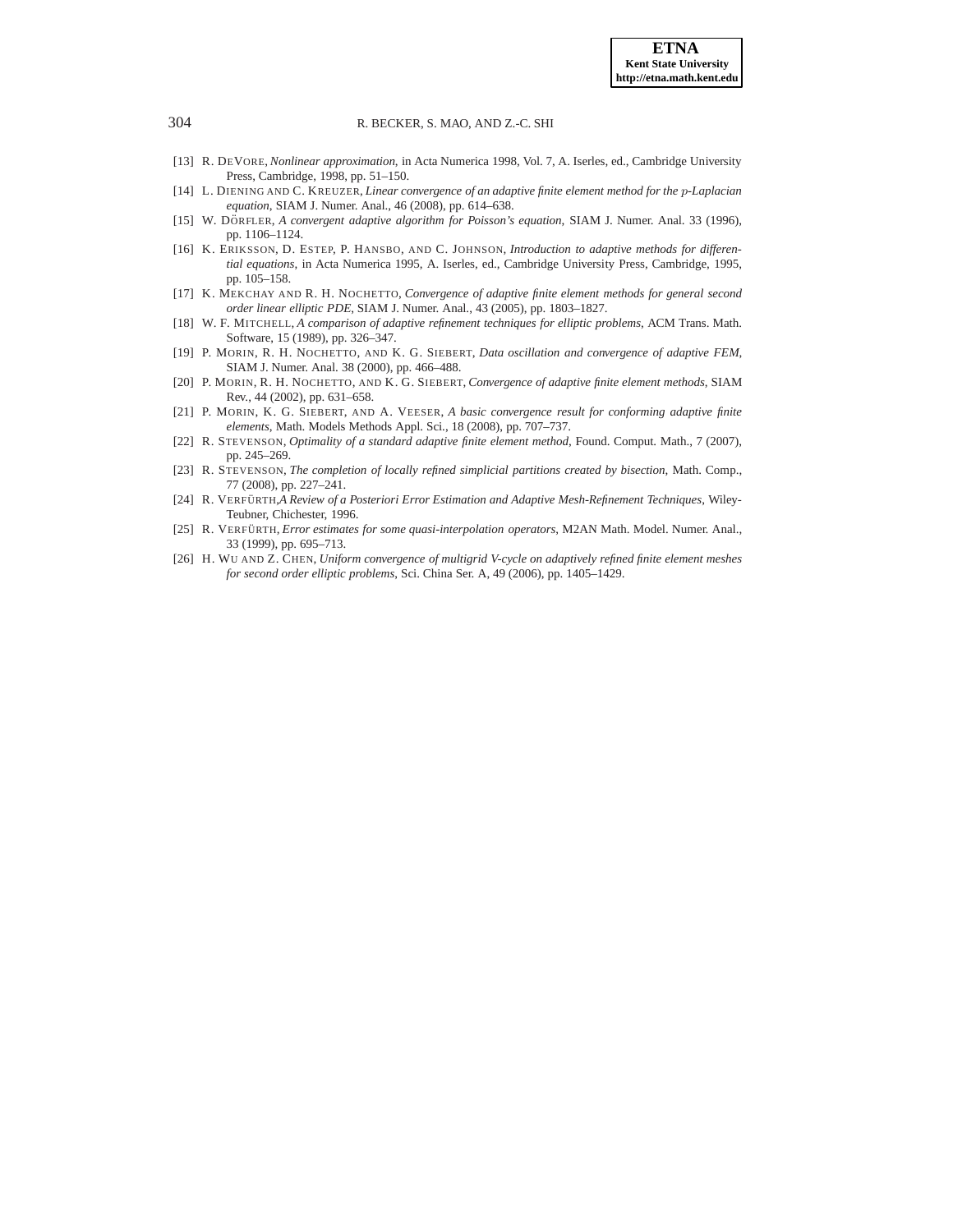[13] R. DeVore, *Nonlinear approximation*, in Acta Numerica 1998, Vol. 7, A. Iserles, ed., Cambridge University Press, Cambridge, 1998, pp. 51–150.

[14] L. Diening and C. Kreuzer, *Linear convergence of an adaptive finite element method for the $p$-Laplacian equation*, SIAM J. Numer. Anal., 46 (2008), pp. 614–638.

[15] W. Dörfler, *A convergent adaptive algorithm for Poisson's equation*, SIAM J. Numer. Anal. 33 (1996), pp. 1106–1124.

[16] K. Eriksson, D. Estep, P. Hansbo, and C. Johnson, *Introduction to adaptive methods for differential equations*, in Acta Numerica 1995, A. Iserles, ed., Cambridge University Press, Cambridge, 1995, pp. 105–158.

[17] K. Mekchay and R. H. Nochetto, *Convergence of adaptive finite element methods for general second order linear elliptic PDE*, SIAM J. Numer. Anal., 43 (2005), pp. 1803–1827.

[18] W. F. Mitchell, *A comparison of adaptive refinement techniques for elliptic problems*, ACM Trans. Math. Software, 15 (1989), pp. 326–347.

[19] P. Morin, R. H. Nochetto, and K. G. Siebert, *Data oscillation and convergence of adaptive FEM*, SIAM J. Numer. Anal. 38 (2000), pp. 466–488.

[20] P. Morin, R. H. Nochetto, and K. G. Siebert, *Convergence of adaptive finite element methods*, SIAM Rev., 44 (2002), pp. 631–658.

[21] P. Morin, K. G. Siebert, and A. Veeser, *A basic convergence result for conforming adaptive finite elements*, Math. Models Methods Appl. Sci., 18 (2008), pp. 707–737.

[22] R. Stevenson, *Optimality of a standard adaptive finite element method*, Found. Comput. Math., 7 (2007), pp. 245–269.

[23] R. Stevenson, *The completion of locally refined simplicial partitions created by bisection*, Math. Comp., 77 (2008), pp. 227–241.

[24] R. Verfürth,*A Review of a Posteriori Error Estimation and Adaptive Mesh-Refinement Techniques*, Wiley-Teubner, Chichester, 1996.

[25] R. Verfürth, *Error estimates for some quasi-interpolation operators*, M2AN Math. Model. Numer. Anal., 33 (1999), pp. 695–713.

[26] H. Wu and Z. Chen, *Uniform convergence of multigrid V-cycle on adaptively refined finite element meshes for second order elliptic problems*, Sci. China Ser. A, 49 (2006), pp. 1405–1429.